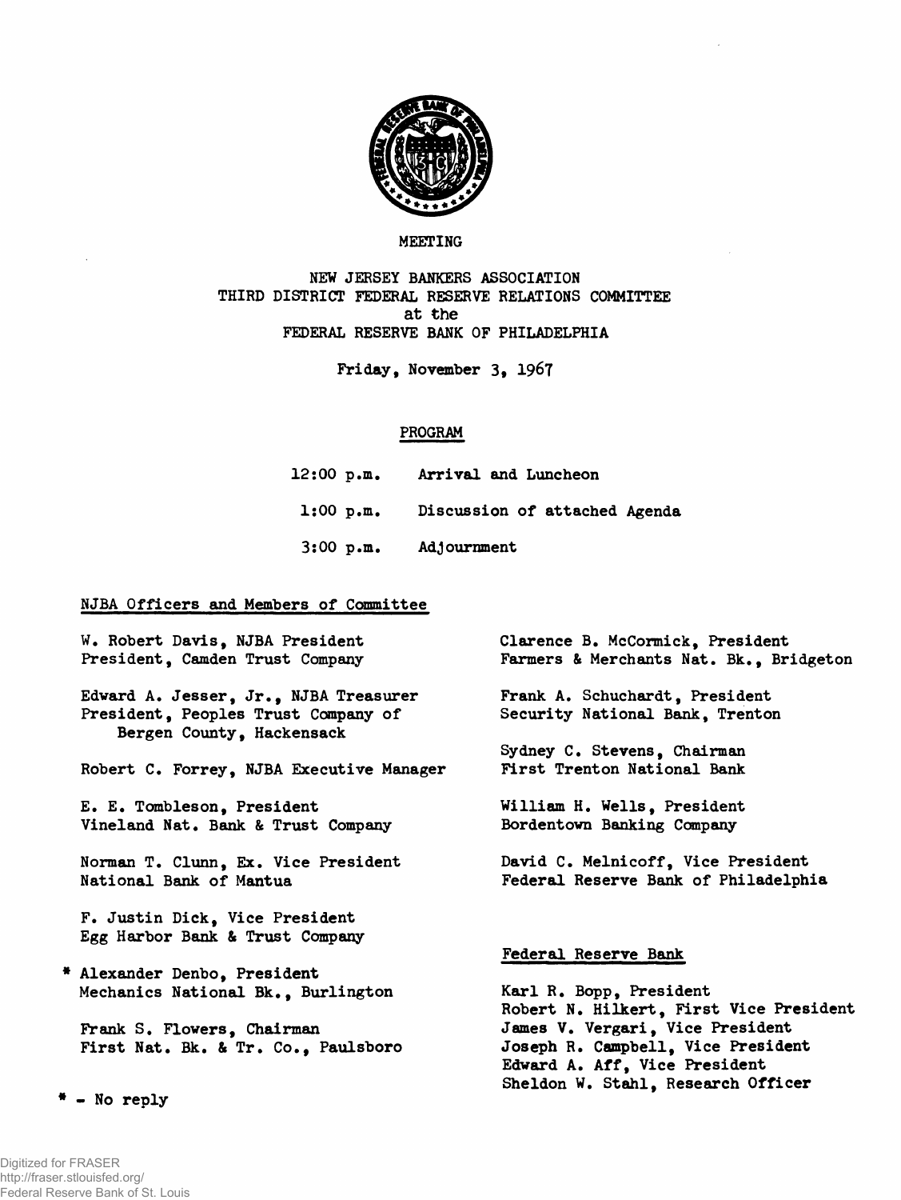MEETING

NEW JERSEY BANKERS ASSOCIATION
THIRD DISTRICT FEDERAL RESERVE RELATIONS COMMITTEE
at the
FEDERAL RESERVE BANK OF PHILADELPHIA

Friday, November 3, 1967

## PROGRAM

| | |
|---|---|
| 12:00 p.m. | Arrival and Luncheon |
| 1:00 p.m. | Discussion of attached Agenda |
| 3:00 p.m. | Adjournment |

### NJBA Officers and Members of Committee

W. Robert Davis, NJBA President
President, Camden Trust Company

Edward A. Jesser, Jr., NJBA Treasurer
President, Peoples Trust Company of Bergen County, Hackensack

Robert C. Forrey, NJBA Executive Manager

E. E. Tombleson, President
Vineland Nat. Bank & Trust Company

Norman T. Clunn, Ex. Vice President
National Bank of Mantua

F. Justin Dick, Vice President
Egg Harbor Bank & Trust Company

* Alexander Denbo, President
Mechanics National Bk., Burlington

Frank S. Flowers, Chairman
First Nat. Bk. & Tr. Co., Paulsboro

Clarence B. McCormick, President
Farmers & Merchants Nat. Bk., Bridgeton

Frank A. Schuchardt, President
Security National Bank, Trenton

Sydney C. Stevens, Chairman
First Trenton National Bank

William H. Wells, President
Bordentown Banking Company

David C. Melnicoff, Vice President
Federal Reserve Bank of Philadelphia

### Federal Reserve Bank

Karl R. Bopp, President
Robert N. Hilkert, First Vice President
James V. Vergari, Vice President
Joseph R. Campbell, Vice President
Edward A. Aff, Vice President
Sheldon W. Stahl, Research Officer

* - No reply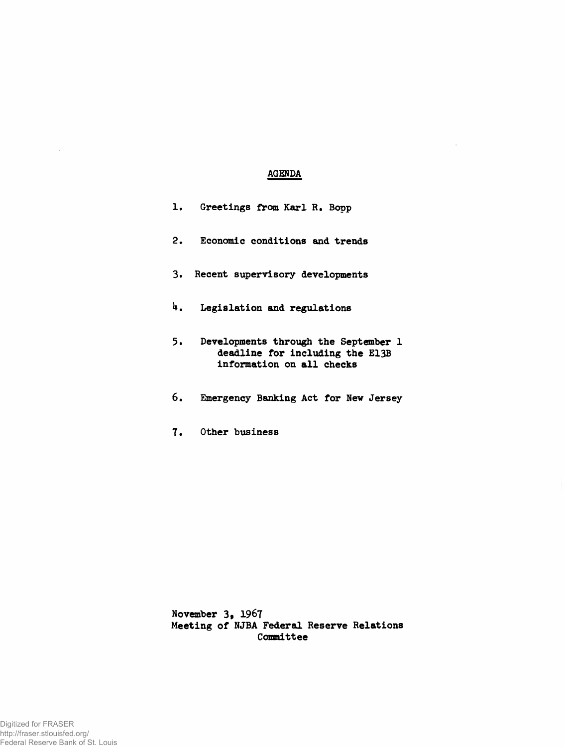# AGENDA

1. Greetings from Karl R. Bopp
2. Economic conditions and trends
3. Recent supervisory developments
4. Legislation and regulations
5. Developments through the September 1 deadline for including the E13B information on all checks
6. Emergency Banking Act for New Jersey
7. Other business

November 3, 1967
Meeting of NJBA Federal Reserve Relations Committee